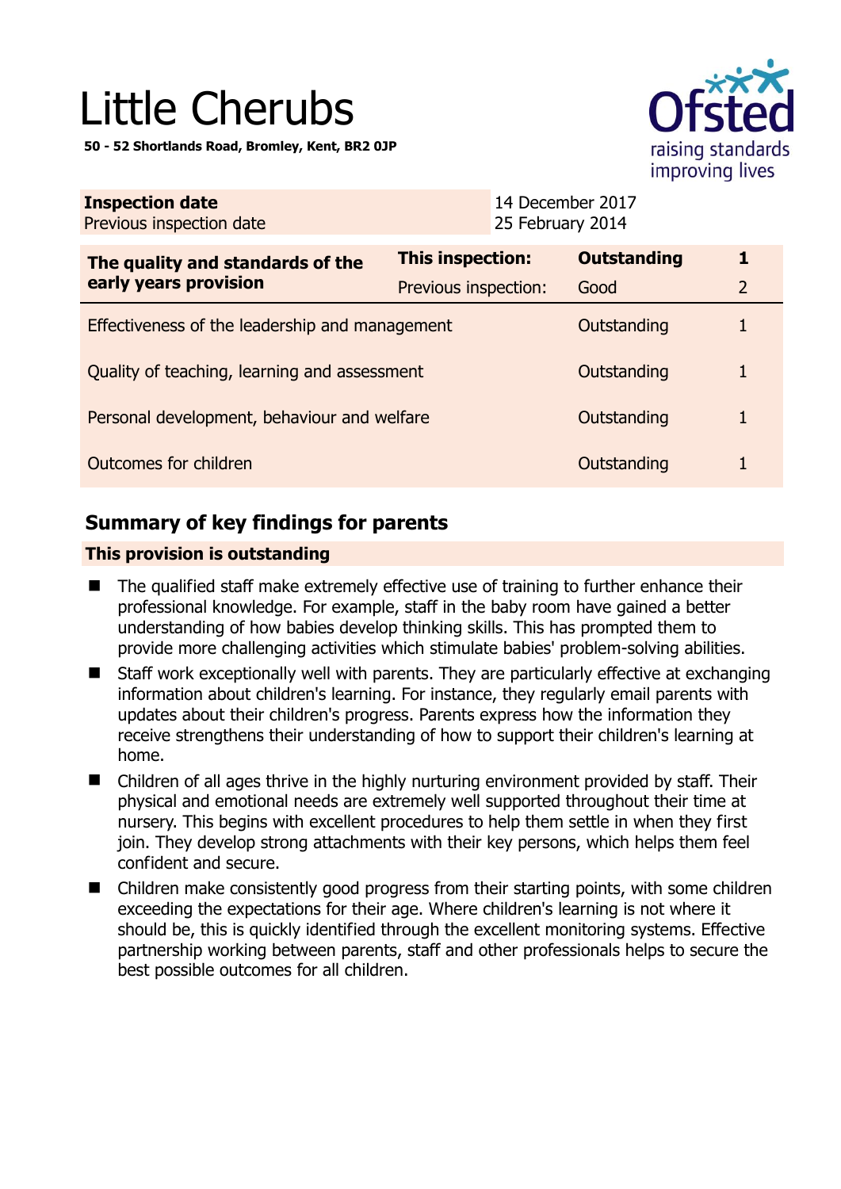# Little Cherubs

**50 - 52 Shortlands Road, Bromley, Kent, BR2 0JP**

| | |
|---|---|
| **Inspection date** | 14 December 2017 |
| Previous inspection date | 25 February 2014 |

| **The quality and standards of the early years provision** | **This inspection:** | **Outstanding** | **1** |
|---|---|---|---|
| | Previous inspection: | Good | 2 |
| Effectiveness of the leadership and management | | Outstanding | 1 |
| Quality of teaching, learning and assessment | | Outstanding | 1 |
| Personal development, behaviour and welfare | | Outstanding | 1 |
| Outcomes for children | | Outstanding | 1 |

## Summary of key findings for parents

**This provision is outstanding**

- The qualified staff make extremely effective use of training to further enhance their professional knowledge. For example, staff in the baby room have gained a better understanding of how babies develop thinking skills. This has prompted them to provide more challenging activities which stimulate babies' problem-solving abilities.
- Staff work exceptionally well with parents. They are particularly effective at exchanging information about children's learning. For instance, they regularly email parents with updates about their children's progress. Parents express how the information they receive strengthens their understanding of how to support their children's learning at home.
- Children of all ages thrive in the highly nurturing environment provided by staff. Their physical and emotional needs are extremely well supported throughout their time at nursery. This begins with excellent procedures to help them settle in when they first join. They develop strong attachments with their key persons, which helps them feel confident and secure.
- Children make consistently good progress from their starting points, with some children exceeding the expectations for their age. Where children's learning is not where it should be, this is quickly identified through the excellent monitoring systems. Effective partnership working between parents, staff and other professionals helps to secure the best possible outcomes for all children.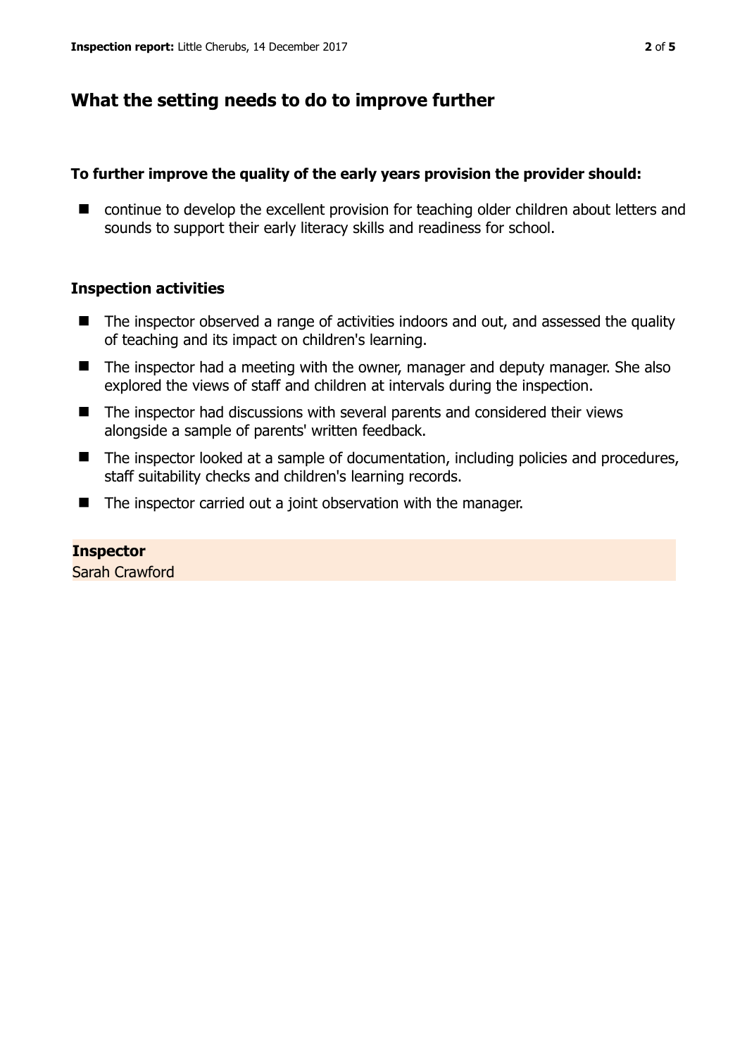## What the setting needs to do to improve further

### To further improve the quality of the early years provision the provider should:

- continue to develop the excellent provision for teaching older children about letters and sounds to support their early literacy skills and readiness for school.

### Inspection activities

- The inspector observed a range of activities indoors and out, and assessed the quality of teaching and its impact on children's learning.
- The inspector had a meeting with the owner, manager and deputy manager. She also explored the views of staff and children at intervals during the inspection.
- The inspector had discussions with several parents and considered their views alongside a sample of parents' written feedback.
- The inspector looked at a sample of documentation, including policies and procedures, staff suitability checks and children's learning records.
- The inspector carried out a joint observation with the manager.

**Inspector**
Sarah Crawford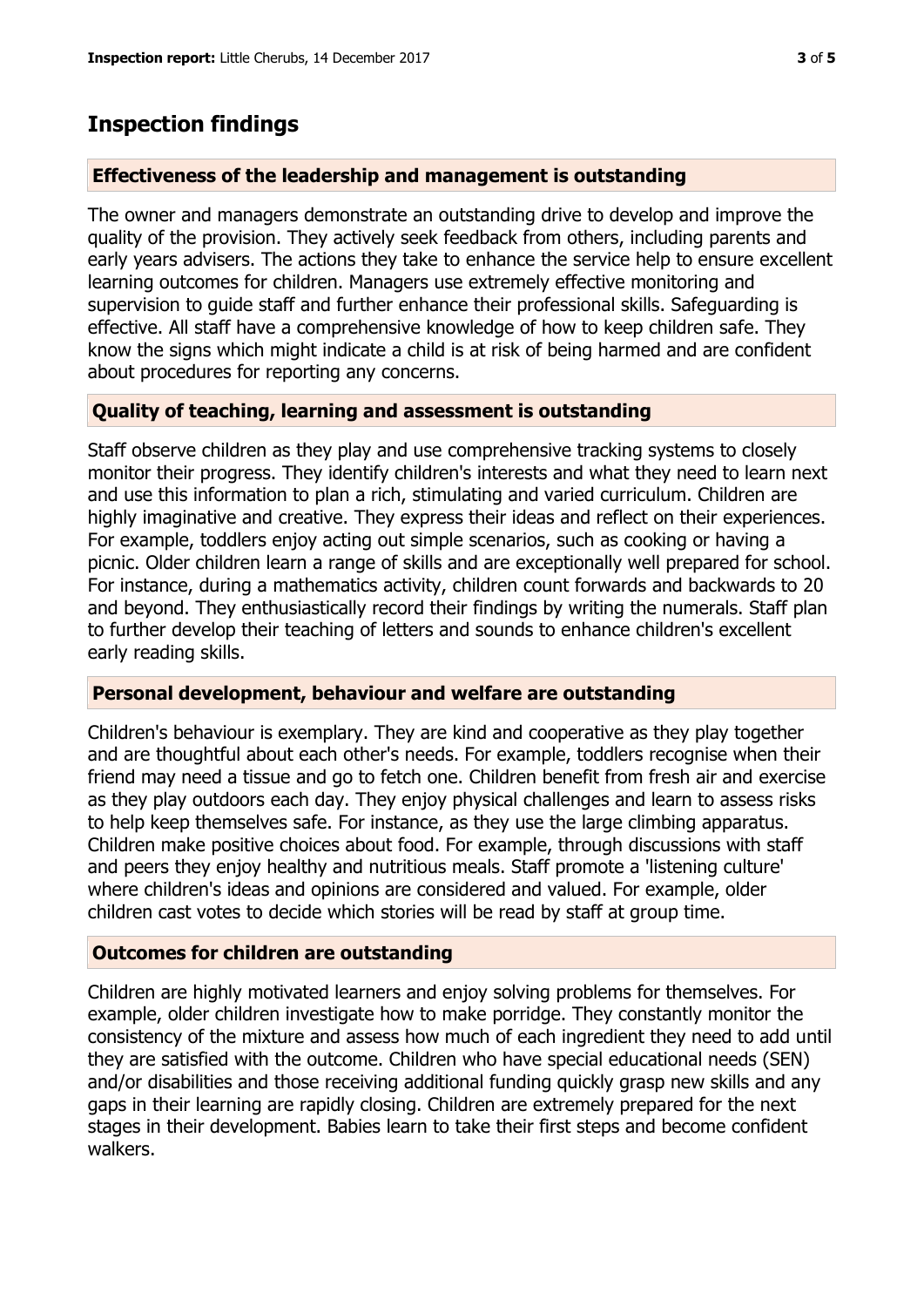## Inspection findings

### Effectiveness of the leadership and management is outstanding

The owner and managers demonstrate an outstanding drive to develop and improve the quality of the provision. They actively seek feedback from others, including parents and early years advisers. The actions they take to enhance the service help to ensure excellent learning outcomes for children. Managers use extremely effective monitoring and supervision to guide staff and further enhance their professional skills. Safeguarding is effective. All staff have a comprehensive knowledge of how to keep children safe. They know the signs which might indicate a child is at risk of being harmed and are confident about procedures for reporting any concerns.

### Quality of teaching, learning and assessment is outstanding

Staff observe children as they play and use comprehensive tracking systems to closely monitor their progress. They identify children's interests and what they need to learn next and use this information to plan a rich, stimulating and varied curriculum. Children are highly imaginative and creative. They express their ideas and reflect on their experiences. For example, toddlers enjoy acting out simple scenarios, such as cooking or having a picnic. Older children learn a range of skills and are exceptionally well prepared for school. For instance, during a mathematics activity, children count forwards and backwards to 20 and beyond. They enthusiastically record their findings by writing the numerals. Staff plan to further develop their teaching of letters and sounds to enhance children's excellent early reading skills.

### Personal development, behaviour and welfare are outstanding

Children's behaviour is exemplary. They are kind and cooperative as they play together and are thoughtful about each other's needs. For example, toddlers recognise when their friend may need a tissue and go to fetch one. Children benefit from fresh air and exercise as they play outdoors each day. They enjoy physical challenges and learn to assess risks to help keep themselves safe. For instance, as they use the large climbing apparatus. Children make positive choices about food. For example, through discussions with staff and peers they enjoy healthy and nutritious meals. Staff promote a 'listening culture' where children's ideas and opinions are considered and valued. For example, older children cast votes to decide which stories will be read by staff at group time.

### Outcomes for children are outstanding

Children are highly motivated learners and enjoy solving problems for themselves. For example, older children investigate how to make porridge. They constantly monitor the consistency of the mixture and assess how much of each ingredient they need to add until they are satisfied with the outcome. Children who have special educational needs (SEN) and/or disabilities and those receiving additional funding quickly grasp new skills and any gaps in their learning are rapidly closing. Children are extremely prepared for the next stages in their development. Babies learn to take their first steps and become confident walkers.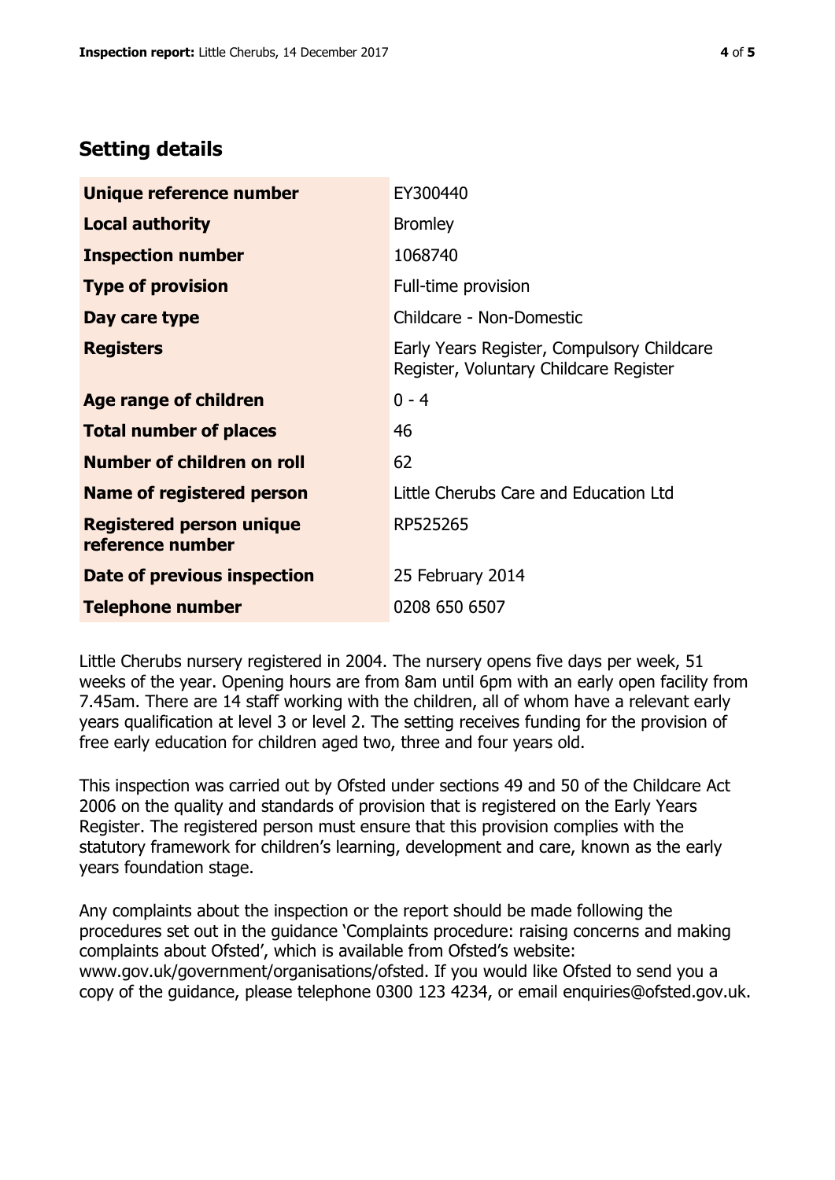## Setting details

| | |
|---|---|
| **Unique reference number** | EY300440 |
| **Local authority** | Bromley |
| **Inspection number** | 1068740 |
| **Type of provision** | Full-time provision |
| **Day care type** | Childcare - Non-Domestic |
| **Registers** | Early Years Register, Compulsory Childcare Register, Voluntary Childcare Register |
| **Age range of children** | 0 - 4 |
| **Total number of places** | 46 |
| **Number of children on roll** | 62 |
| **Name of registered person** | Little Cherubs Care and Education Ltd |
| **Registered person unique reference number** | RP525265 |
| **Date of previous inspection** | 25 February 2014 |
| **Telephone number** | 0208 650 6507 |

Little Cherubs nursery registered in 2004. The nursery opens five days per week, 51 weeks of the year. Opening hours are from 8am until 6pm with an early open facility from 7.45am. There are 14 staff working with the children, all of whom have a relevant early years qualification at level 3 or level 2. The setting receives funding for the provision of free early education for children aged two, three and four years old.

This inspection was carried out by Ofsted under sections 49 and 50 of the Childcare Act 2006 on the quality and standards of provision that is registered on the Early Years Register. The registered person must ensure that this provision complies with the statutory framework for children's learning, development and care, known as the early years foundation stage.

Any complaints about the inspection or the report should be made following the procedures set out in the guidance 'Complaints procedure: raising concerns and making complaints about Ofsted', which is available from Ofsted's website: www.gov.uk/government/organisations/ofsted. If you would like Ofsted to send you a copy of the guidance, please telephone 0300 123 4234, or email enquiries@ofsted.gov.uk.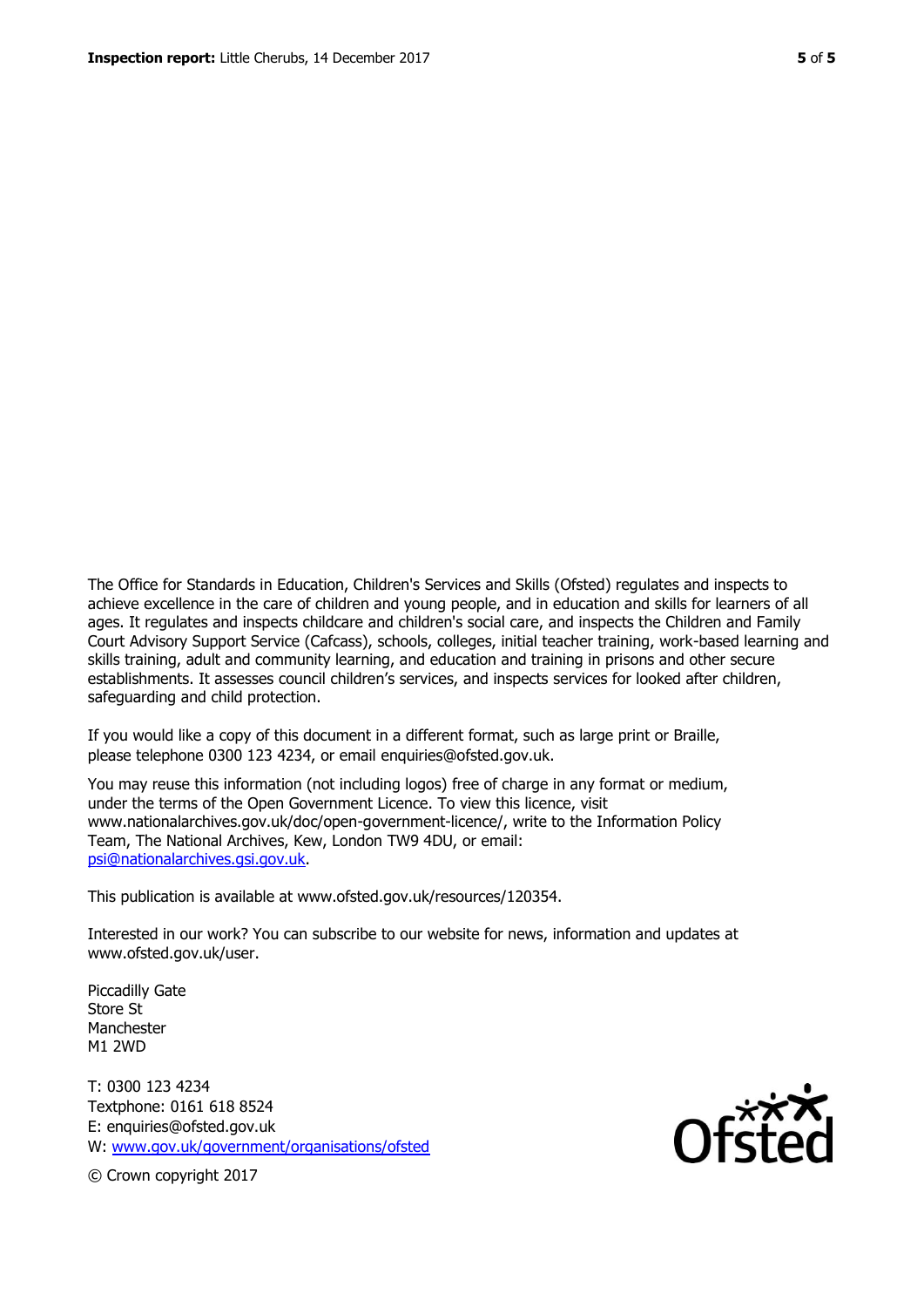The Office for Standards in Education, Children's Services and Skills (Ofsted) regulates and inspects to achieve excellence in the care of children and young people, and in education and skills for learners of all ages. It regulates and inspects childcare and children's social care, and inspects the Children and Family Court Advisory Support Service (Cafcass), schools, colleges, initial teacher training, work-based learning and skills training, adult and community learning, and education and training in prisons and other secure establishments. It assesses council children's services, and inspects services for looked after children, safeguarding and child protection.

If you would like a copy of this document in a different format, such as large print or Braille, please telephone 0300 123 4234, or email enquiries@ofsted.gov.uk.

You may reuse this information (not including logos) free of charge in any format or medium, under the terms of the Open Government Licence. To view this licence, visit www.nationalarchives.gov.uk/doc/open-government-licence/, write to the Information Policy Team, The National Archives, Kew, London TW9 4DU, or email: psi@nationalarchives.gsi.gov.uk.

This publication is available at www.ofsted.gov.uk/resources/120354.

Interested in our work? You can subscribe to our website for news, information and updates at www.ofsted.gov.uk/user.

Piccadilly Gate
Store St
Manchester
M1 2WD

T: 0300 123 4234
Textphone: 0161 618 8524
E: enquiries@ofsted.gov.uk
W: www.gov.uk/government/organisations/ofsted

© Crown copyright 2017